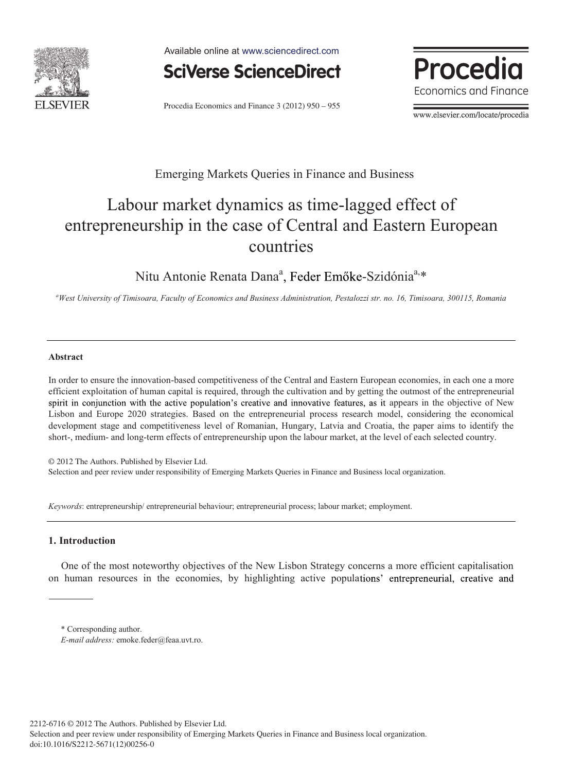Emerging Markets Queries in Finance and Business

# Labour market dynamics as time-lagged effect of entrepreneurship in the case of Central and Eastern European countries

Nitu Antonie Renata Dana[a], Feder Emőke-Szidónia[a,*]

[a]*West University of Timisoara, Faculty of Economics and Business Administration, Pestalozzi str. no. 16, Timisoara, 300115, Romania*

---

### Abstract

In order to ensure the innovation-based competitiveness of the Central and Eastern European economies, in each one a more efficient exploitation of human capital is required, through the cultivation and by getting the outmost of the entrepreneurial spirit in conjunction with the active population's creative and innovative features, as it appears in the objective of New Lisbon and Europe 2020 strategies. Based on the entrepreneurial process research model, considering the economical development stage and competitiveness level of Romanian, Hungary, Latvia and Croatia, the paper aims to identify the short-, medium- and long-term effects of entrepreneurship upon the labour market, at the level of each selected country.

© 2012 The Authors. Published by Elsevier Ltd.
Selection and peer review under responsibility of Emerging Markets Queries in Finance and Business local organization.

*Keywords*: entrepreneurship/ entrepreneurial behaviour; entrepreneurial process; labour market; employment.

---

## 1. Introduction

One of the most noteworthy objectives of the New Lisbon Strategy concerns a more efficient capitalisation on human resources in the economies, by highlighting active populations' entrepreneurial, creative and

---

\* Corresponding author.
*E-mail address:* emoke.feder@feaa.uvt.ro.

2212-6716 © 2012 The Authors. Published by Elsevier Ltd.
Selection and peer review under responsibility of Emerging Markets Queries in Finance and Business local organization.
doi:10.1016/S2212-5671(12)00256-0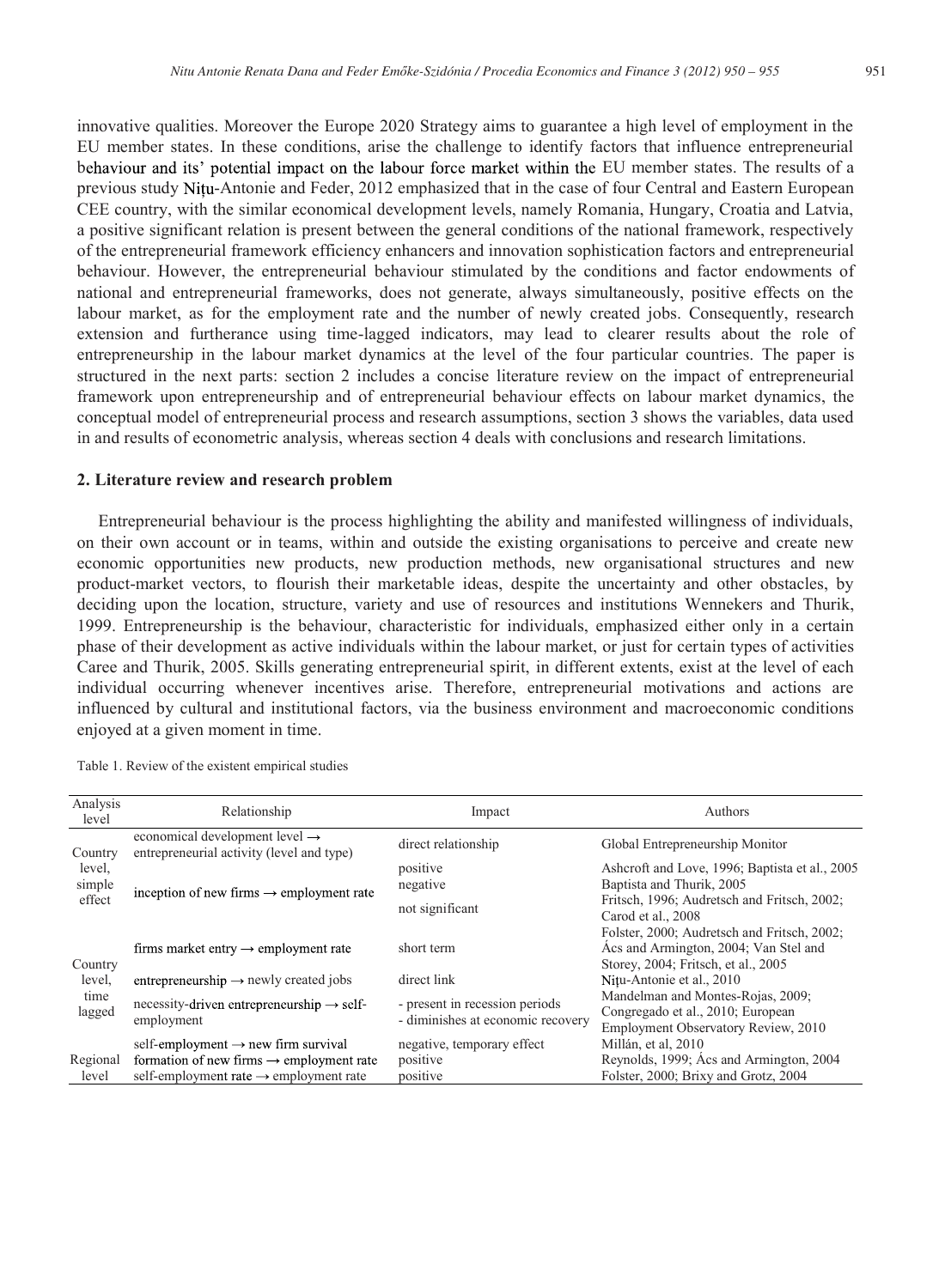innovative qualities. Moreover the Europe 2020 Strategy aims to guarantee a high level of employment in the EU member states. In these conditions, arise the challenge to identify factors that influence entrepreneurial behaviour and its' potential impact on the labour force market within the EU member states. The results of a previous study Nițu-Antonie and Feder, 2012 emphasized that in the case of four Central and Eastern European CEE country, with the similar economical development levels, namely Romania, Hungary, Croatia and Latvia, a positive significant relation is present between the general conditions of the national framework, respectively of the entrepreneurial framework efficiency enhancers and innovation sophistication factors and entrepreneurial behaviour. However, the entrepreneurial behaviour stimulated by the conditions and factor endowments of national and entrepreneurial frameworks, does not generate, always simultaneously, positive effects on the labour market, as for the employment rate and the number of newly created jobs. Consequently, research extension and furtherance using time-lagged indicators, may lead to clearer results about the role of entrepreneurship in the labour market dynamics at the level of the four particular countries. The paper is structured in the next parts: section 2 includes a concise literature review on the impact of entrepreneurial framework upon entrepreneurship and of entrepreneurial behaviour effects on labour market dynamics, the conceptual model of entrepreneurial process and research assumptions, section 3 shows the variables, data used in and results of econometric analysis, whereas section 4 deals with conclusions and research limitations.

## 2. Literature review and research problem

Entrepreneurial behaviour is the process highlighting the ability and manifested willingness of individuals, on their own account or in teams, within and outside the existing organisations to perceive and create new economic opportunities new products, new production methods, new organisational structures and new product-market vectors, to flourish their marketable ideas, despite the uncertainty and other obstacles, by deciding upon the location, structure, variety and use of resources and institutions Wennekers and Thurik, 1999. Entrepreneurship is the behaviour, characteristic for individuals, emphasized either only in a certain phase of their development as active individuals within the labour market, or just for certain types of activities Caree and Thurik, 2005. Skills generating entrepreneurial spirit, in different extents, exist at the level of each individual occurring whenever incentives arise. Therefore, entrepreneurial motivations and actions are influenced by cultural and institutional factors, via the business environment and macroeconomic conditions enjoyed at a given moment in time.

Table 1. Review of the existent empirical studies

| Analysis level | Relationship | Impact | Authors |
|---|---|---|---|
| Country level, simple effect | economical development level → entrepreneurial activity (level and type) | direct relationship | Global Entrepreneurship Monitor |
| | inception of new firms → employment rate | positive | Ashcroft and Love, 1996; Baptista et al., 2005 |
| | | negative | Baptista and Thurik, 2005 |
| | | not significant | Fritsch, 1996; Audretsch and Fritsch, 2002; Carod et al., 2008 |
| Country level, time lagged | firms market entry → employment rate | short term | Folster, 2000; Audretsch and Fritsch, 2002; Ács and Armington, 2004; Van Stel and Storey, 2004; Fritsch, et al., 2005 |
| | entrepreneurship → newly created jobs | direct link | Nițu-Antonie et al., 2010 |
| | necessity-driven entrepreneurship → self-employment | - present in recession periods<br>- diminishes at economic recovery | Mandelman and Montes-Rojas, 2009; Congregado et al., 2010; European Employment Observatory Review, 2010 |
| | self-employment → new firm survival | negative, temporary effect | Millán, et al, 2010 |
| Regional level | formation of new firms → employment rate | positive | Reynolds, 1999; Ács and Armington, 2004 |
| | self-employment rate → employment rate | positive | Folster, 2000; Brixy and Grotz, 2004 |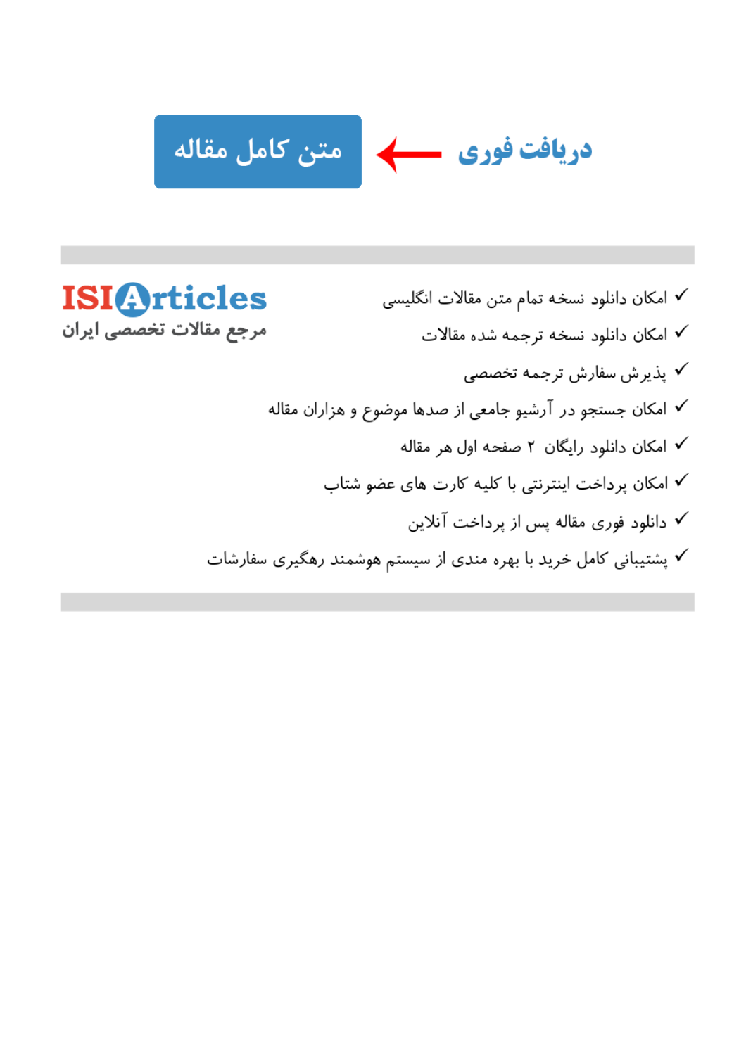دریافت فوری ← متن کامل مقاله

**ISIArticles**
مرجع مقالات تخصصی ایران

- ✓ امکان دانلود نسخه تمام متن مقالات انگلیسی
- ✓ امکان دانلود نسخه ترجمه شده مقالات
- ✓ پذیرش سفارش ترجمه تخصصی
- ✓ امکان جستجو در آرشیو جامعی از صدها موضوع و هزاران مقاله
- ✓ امکان دانلود رایگان ۲ صفحه اول هر مقاله
- ✓ امکان پرداخت اینترنتی با کلیه کارت های عضو شتاب
- ✓ دانلود فوری مقاله پس از پرداخت آنلاین
- ✓ پشتیبانی کامل خرید با بهره مندی از سیستم هوشمند رهگیری سفارشات